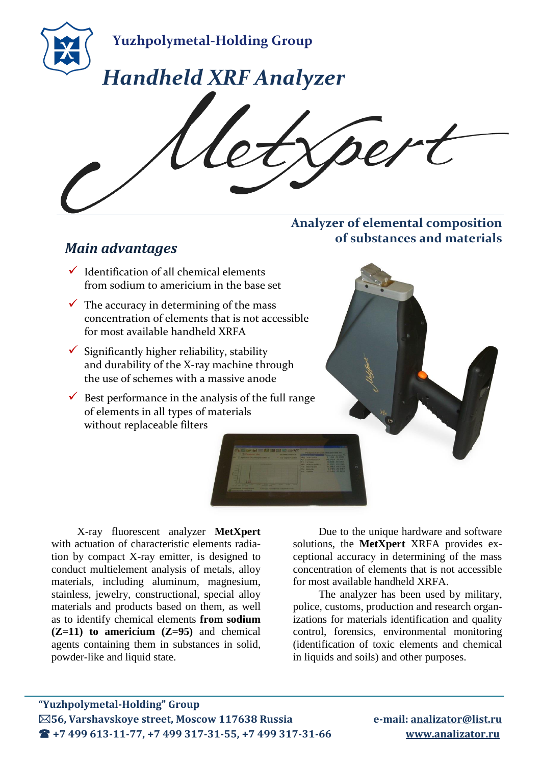# Yuzhpolymetal-Holding Group

# *Handheld XRF Analyzer*

## MetXpert

### Analyzer of elemental composition of substances and materials

## *Main advantages*

- ✓ Identification of all chemical elements from sodium to americium in the base set
- ✓ The accuracy in determining of the mass concentration of elements that is not accessible for most available handheld XRFA
- ✓ Significantly higher reliability, stability and durability of the X-ray machine through the use of schemes with a massive anode
- ✓ Best performance in the analysis of the full range of elements in all types of materials without replaceable filters

X-ray fluorescent analyzer **MetXpert** with actuation of characteristic elements radiation by compact X-ray emitter, is designed to conduct multielement analysis of metals, alloy materials, including aluminum, magnesium, stainless, jewelry, constructional, special alloy materials and products based on them, as well as to identify chemical elements **from sodium (Z=11) to americium (Z=95)** and chemical agents containing them in substances in solid, powder-like and liquid state.

Due to the unique hardware and software solutions, the **MetXpert** XRFA provides exceptional accuracy in determining of the mass concentration of elements that is not accessible for most available handheld XRFA.

The analyzer has been used by military, police, customs, production and research organizations for materials identification and quality control, forensics, environmental monitoring (identification of toxic elements and chemical in liquids and soils) and other purposes.

---

**"Yuzhpolymetal-Holding" Group**
**✉56, Varshavskoye street, Moscow 117638 Russia**
**☎ +7 499 613-11-77, +7 499 317-31-55, +7 499 317-31-66**

**e-mail: analizator@list.ru**
**www.analizator.ru**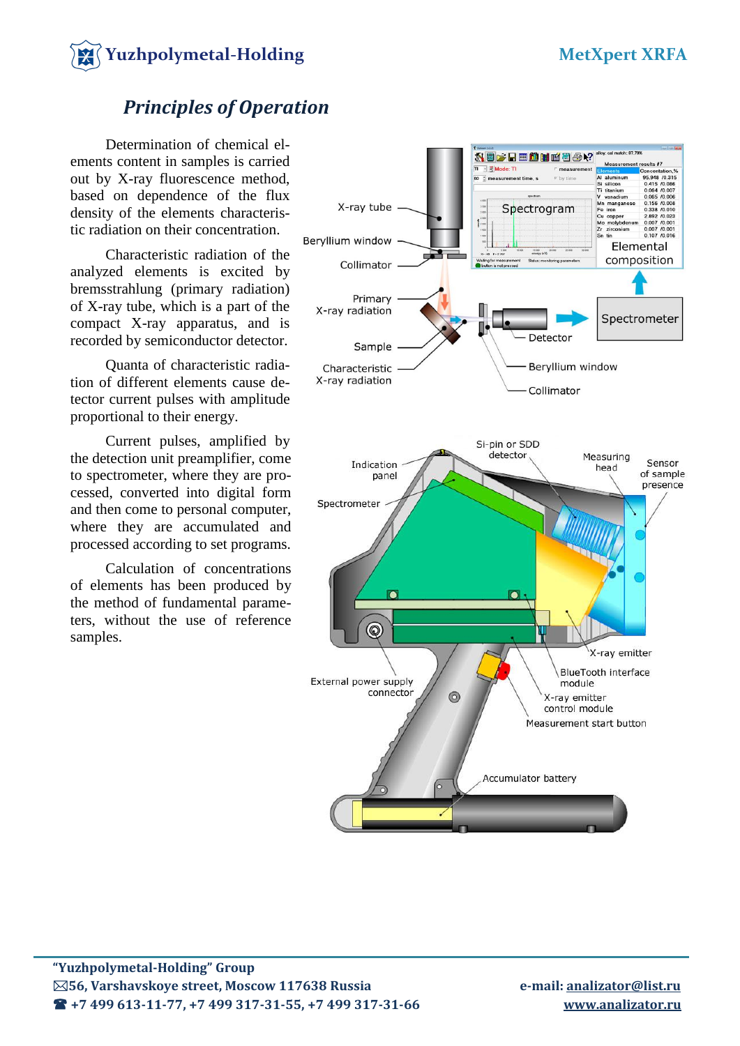## *Principles of Operation*

Determination of chemical elements content in samples is carried out by X-ray fluorescence method, based on dependence of the flux density of the elements characteristic radiation on their concentration.

Characteristic radiation of the analyzed elements is excited by bremsstrahlung (primary radiation) of X-ray tube, which is a part of the compact X-ray apparatus, and is recorded by semiconductor detector.

Quanta of characteristic radiation of different elements cause detector current pulses with amplitude proportional to their energy.

Current pulses, amplified by the detection unit preamplifier, come to spectrometer, where they are processed, converted into digital form and then come to personal computer, where they are accumulated and processed according to set programs.

Calculation of concentrations of elements has been produced by the method of fundamental parameters, without the use of reference samples.

X-ray tube
Beryllium window
Collimator
Primary X-ray radiation
Sample
Characteristic X-ray radiation
Detector
Beryllium window
Collimator
Spectrometer
Spectrogram
Elemental composition

Si-pin or SDD detector
Indication panel
Spectrometer
Measuring head
Sensor of sample presence
X-ray emitter
BlueTooth interface module
X-ray emitter control module
Measurement start button
External power supply connector
Accumulator battery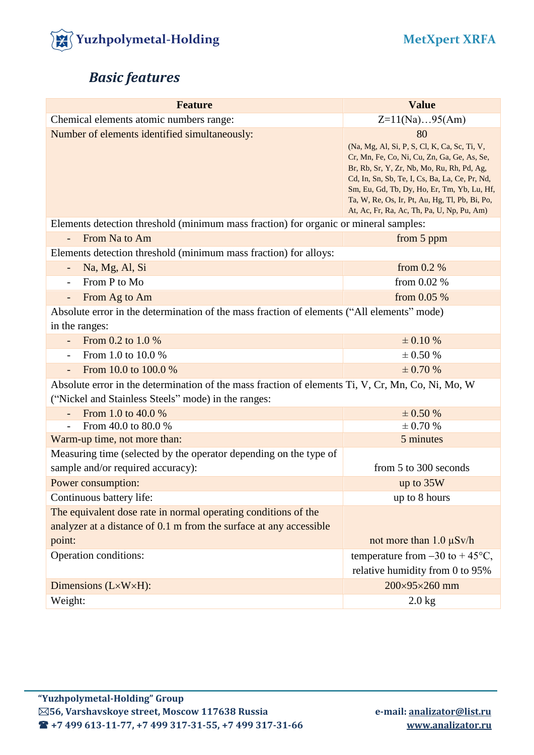## *Basic features*

| Feature | Value |
|---|---|
| Chemical elements atomic numbers range: | Z=11(Na)…95(Am) |
| Number of elements identified simultaneously: | 80<br>(Na, Mg, Al, Si, P, S, Cl, K, Ca, Sc, Ti, V, Cr, Mn, Fe, Co, Ni, Cu, Zn, Ga, Ge, As, Se, Br, Rb, Sr, Y, Zr, Nb, Mo, Ru, Rh, Pd, Ag, Cd, In, Sn, Sb, Te, I, Cs, Ba, La, Ce, Pr, Nd, Sm, Eu, Gd, Tb, Dy, Ho, Er, Tm, Yb, Lu, Hf, Ta, W, Re, Os, Ir, Pt, Au, Hg, Tl, Pb, Bi, Po, At, Ac, Fr, Ra, Ac, Th, Pa, U, Np, Pu, Am) |
| Elements detection threshold (minimum mass fraction) for organic or mineral samples: | |
| - From Na to Am | from 5 ppm |
| Elements detection threshold (minimum mass fraction) for alloys: | |
| - Na, Mg, Al, Si | from 0.2 % |
| - From P to Mo | from 0.02 % |
| - From Ag to Am | from 0.05 % |
| Absolute error in the determination of the mass fraction of elements ("All elements" mode) in the ranges: | |
| - From 0.2 to 1.0 % | ± 0.10 % |
| - From 1.0 to 10.0 % | ± 0.50 % |
| - From 10.0 to 100.0 % | ± 0.70 % |
| Absolute error in the determination of the mass fraction of elements Ti, V, Cr, Mn, Co, Ni, Mo, W ("Nickel and Stainless Steels" mode) in the ranges: | |
| - From 1.0 to 40.0 % | ± 0.50 % |
| - From 40.0 to 80.0 % | ± 0.70 % |
| Warm-up time, not more than: | 5 minutes |
| Measuring time (selected by the operator depending on the type of sample and/or required accuracy): | from 5 to 300 seconds |
| Power consumption: | up to 35W |
| Continuous battery life: | up to 8 hours |
| The equivalent dose rate in normal operating conditions of the analyzer at a distance of 0.1 m from the surface at any accessible point: | not more than 1.0 µSv/h |
| Operation conditions: | temperature from –30 to + 45°C, relative humidity from 0 to 95% |
| Dimensions (L×W×H): | 200×95×260 mm |
| Weight: | 2.0 kg |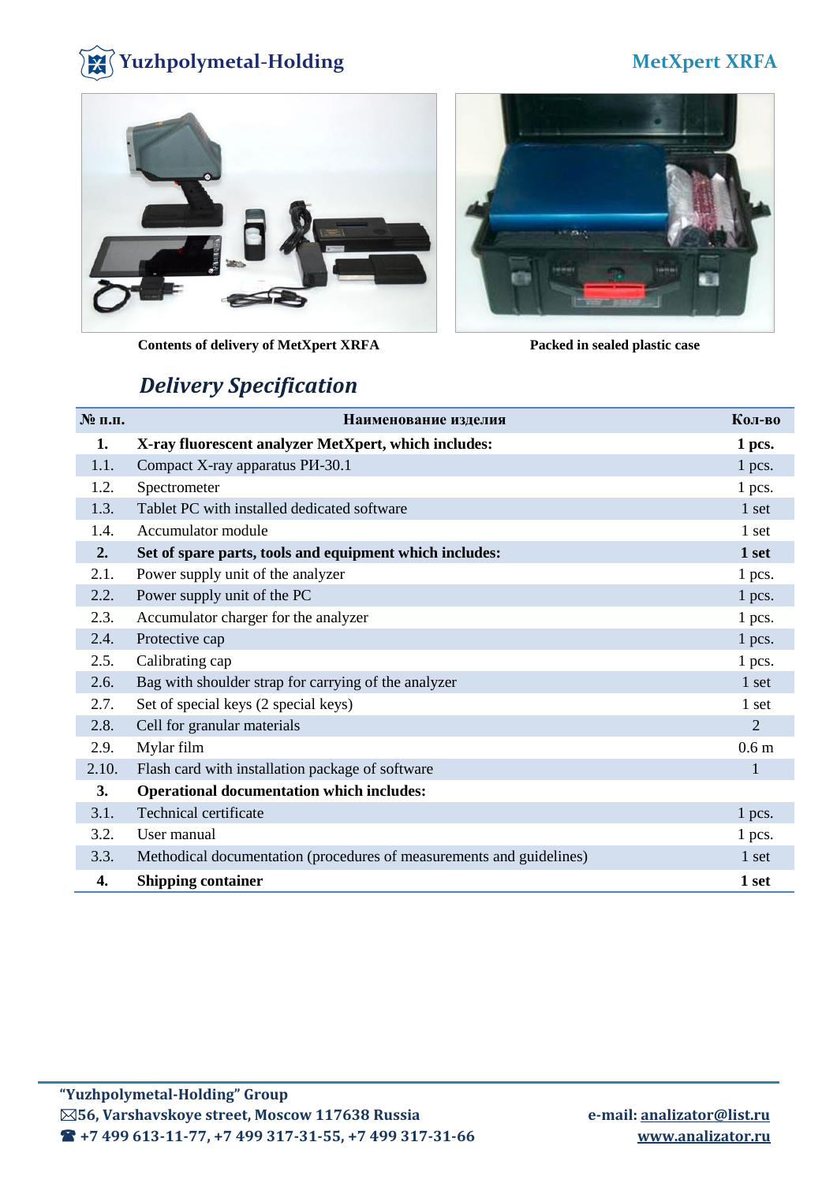Contents of delivery of MetXpert XRFA

Packed in sealed plastic case

## *Delivery Specification*

| № п.п. | Наименование изделия | Кол-во |
|---|---|---|
| **1.** | **X-ray fluorescent analyzer MetXpert, which includes:** | **1 pcs.** |
| 1.1. | Compact X-ray apparatus РИ-30.1 | 1 pcs. |
| 1.2. | Spectrometer | 1 pcs. |
| 1.3. | Tablet PC with installed dedicated software | 1 set |
| 1.4. | Accumulator module | 1 set |
| **2.** | **Set of spare parts, tools and equipment which includes:** | **1 set** |
| 2.1. | Power supply unit of the analyzer | 1 pcs. |
| 2.2. | Power supply unit of the PC | 1 pcs. |
| 2.3. | Accumulator charger for the analyzer | 1 pcs. |
| 2.4. | Protective cap | 1 pcs. |
| 2.5. | Calibrating cap | 1 pcs. |
| 2.6. | Bag with shoulder strap for carrying of the analyzer | 1 set |
| 2.7. | Set of special keys (2 special keys) | 1 set |
| 2.8. | Cell for granular materials | 2 |
| 2.9. | Mylar film | 0.6 m |
| 2.10. | Flash card with installation package of software | 1 |
| **3.** | **Operational documentation which includes:** | |
| 3.1. | Technical certificate | 1 pcs. |
| 3.2. | User manual | 1 pcs. |
| 3.3. | Methodical documentation (procedures of measurements and guidelines) | 1 set |
| **4.** | **Shipping container** | **1 set** |

**"Yuzhpolymetal-Holding" Group**
**56, Varshavskoye street, Moscow 117638 Russia**
**+7 499 613-11-77, +7 499 317-31-55, +7 499 317-31-66**

**e-mail: analizator@list.ru**
**www.analizator.ru**